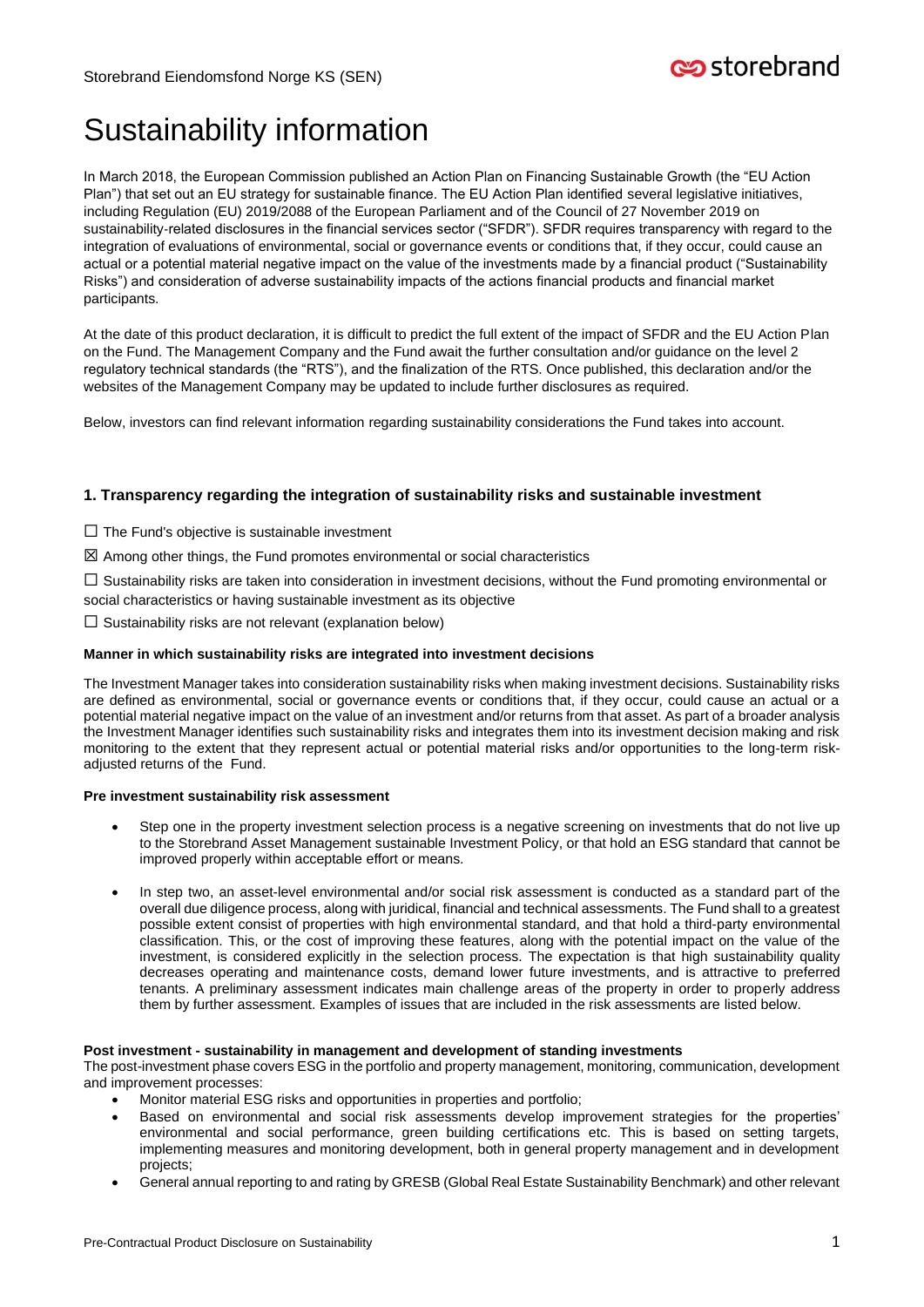Storebrand Eiendomsfond Norge KS (SEN)

# Sustainability information

In March 2018, the European Commission published an Action Plan on Financing Sustainable Growth (the "EU Action Plan") that set out an EU strategy for sustainable finance. The EU Action Plan identified several legislative initiatives, including Regulation (EU) 2019/2088 of the European Parliament and of the Council of 27 November 2019 on sustainability-related disclosures in the financial services sector ("SFDR"). SFDR requires transparency with regard to the integration of evaluations of environmental, social or governance events or conditions that, if they occur, could cause an actual or a potential material negative impact on the value of the investments made by a financial product ("Sustainability Risks") and consideration of adverse sustainability impacts of the actions financial products and financial market participants.

At the date of this product declaration, it is difficult to predict the full extent of the impact of SFDR and the EU Action Plan on the Fund. The Management Company and the Fund await the further consultation and/or guidance on the level 2 regulatory technical standards (the "RTS"), and the finalization of the RTS. Once published, this declaration and/or the websites of the Management Company may be updated to include further disclosures as required.

Below, investors can find relevant information regarding sustainability considerations the Fund takes into account.

## 1. Transparency regarding the integration of sustainability risks and sustainable investment

☐ The Fund's objective is sustainable investment

☒ Among other things, the Fund promotes environmental or social characteristics

☐ Sustainability risks are taken into consideration in investment decisions, without the Fund promoting environmental or social characteristics or having sustainable investment as its objective

☐ Sustainability risks are not relevant (explanation below)

**Manner in which sustainability risks are integrated into investment decisions**

The Investment Manager takes into consideration sustainability risks when making investment decisions. Sustainability risks are defined as environmental, social or governance events or conditions that, if they occur, could cause an actual or a potential material negative impact on the value of an investment and/or returns from that asset. As part of a broader analysis the Investment Manager identifies such sustainability risks and integrates them into its investment decision making and risk monitoring to the extent that they represent actual or potential material risks and/or opportunities to the long-term risk-adjusted returns of the Fund.

**Pre investment sustainability risk assessment**

- Step one in the property investment selection process is a negative screening on investments that do not live up to the Storebrand Asset Management sustainable Investment Policy, or that hold an ESG standard that cannot be improved properly within acceptable effort or means.
- In step two, an asset-level environmental and/or social risk assessment is conducted as a standard part of the overall due diligence process, along with juridical, financial and technical assessments. The Fund shall to a greatest possible extent consist of properties with high environmental standard, and that hold a third-party environmental classification. This, or the cost of improving these features, along with the potential impact on the value of the investment, is considered explicitly in the selection process. The expectation is that high sustainability quality decreases operating and maintenance costs, demand lower future investments, and is attractive to preferred tenants. A preliminary assessment indicates main challenge areas of the property in order to properly address them by further assessment. Examples of issues that are included in the risk assessments are listed below.

**Post investment - sustainability in management and development of standing investments**

The post-investment phase covers ESG in the portfolio and property management, monitoring, communication, development and improvement processes:

- Monitor material ESG risks and opportunities in properties and portfolio;
- Based on environmental and social risk assessments develop improvement strategies for the properties' environmental and social performance, green building certifications etc. This is based on setting targets, implementing measures and monitoring development, both in general property management and in development projects;
- General annual reporting to and rating by GRESB (Global Real Estate Sustainability Benchmark) and other relevant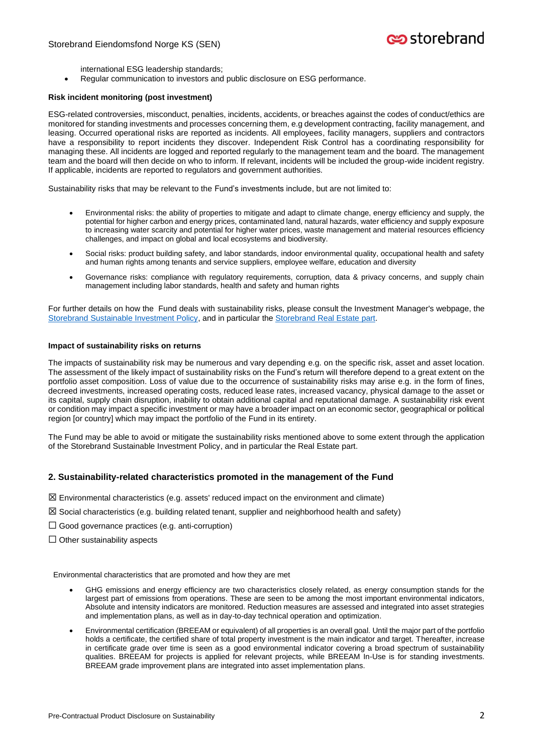international ESG leadership standards;

- Regular communication to investors and public disclosure on ESG performance.

**Risk incident monitoring (post investment)**

ESG-related controversies, misconduct, penalties, incidents, accidents, or breaches against the codes of conduct/ethics are monitored for standing investments and processes concerning them, e.g development contracting, facility management, and leasing. Occurred operational risks are reported as incidents. All employees, facility managers, suppliers and contractors have a responsibility to report incidents they discover. Independent Risk Control has a coordinating responsibility for managing these. All incidents are logged and reported regularly to the management team and the board. The management team and the board will then decide on who to inform. If relevant, incidents will be included the group-wide incident registry. If applicable, incidents are reported to regulators and government authorities.

Sustainability risks that may be relevant to the Fund's investments include, but are not limited to:

- Environmental risks: the ability of properties to mitigate and adapt to climate change, energy efficiency and supply, the potential for higher carbon and energy prices, contaminated land, natural hazards, water efficiency and supply exposure to increasing water scarcity and potential for higher water prices, waste management and material resources efficiency challenges, and impact on global and local ecosystems and biodiversity.
- Social risks: product building safety, and labor standards, indoor environmental quality, occupational health and safety and human rights among tenants and service suppliers, employee welfare, education and diversity
- Governance risks: compliance with regulatory requirements, corruption, data & privacy concerns, and supply chain management including labor standards, health and safety and human rights

For further details on how the Fund deals with sustainability risks, please consult the Investment Manager's webpage, the Storebrand Sustainable Investment Policy, and in particular the Storebrand Real Estate part.

**Impact of sustainability risks on returns**

The impacts of sustainability risk may be numerous and vary depending e.g. on the specific risk, asset and asset location. The assessment of the likely impact of sustainability risks on the Fund's return will therefore depend to a great extent on the portfolio asset composition. Loss of value due to the occurrence of sustainability risks may arise e.g. in the form of fines, decreed investments, increased operating costs, reduced lease rates, increased vacancy, physical damage to the asset or its capital, supply chain disruption, inability to obtain additional capital and reputational damage. A sustainability risk event or condition may impact a specific investment or may have a broader impact on an economic sector, geographical or political region [or country] which may impact the portfolio of the Fund in its entirety.

The Fund may be able to avoid or mitigate the sustainability risks mentioned above to some extent through the application of the Storebrand Sustainable Investment Policy, and in particular the Real Estate part.

## 2. Sustainability-related characteristics promoted in the management of the Fund

☒ Environmental characteristics (e.g. assets' reduced impact on the environment and climate)

☒ Social characteristics (e.g. building related tenant, supplier and neighborhood health and safety)

☐ Good governance practices (e.g. anti-corruption)

☐ Other sustainability aspects

Environmental characteristics that are promoted and how they are met

- GHG emissions and energy efficiency are two characteristics closely related, as energy consumption stands for the largest part of emissions from operations. These are seen to be among the most important environmental indicators, Absolute and intensity indicators are monitored. Reduction measures are assessed and integrated into asset strategies and implementation plans, as well as in day-to-day technical operation and optimization.
- Environmental certification (BREEAM or equivalent) of all properties is an overall goal. Until the major part of the portfolio holds a certificate, the certified share of total property investment is the main indicator and target. Thereafter, increase in certificate grade over time is seen as a good environmental indicator covering a broad spectrum of sustainability qualities. BREEAM for projects is applied for relevant projects, while BREEAM In-Use is for standing investments. BREEAM grade improvement plans are integrated into asset implementation plans.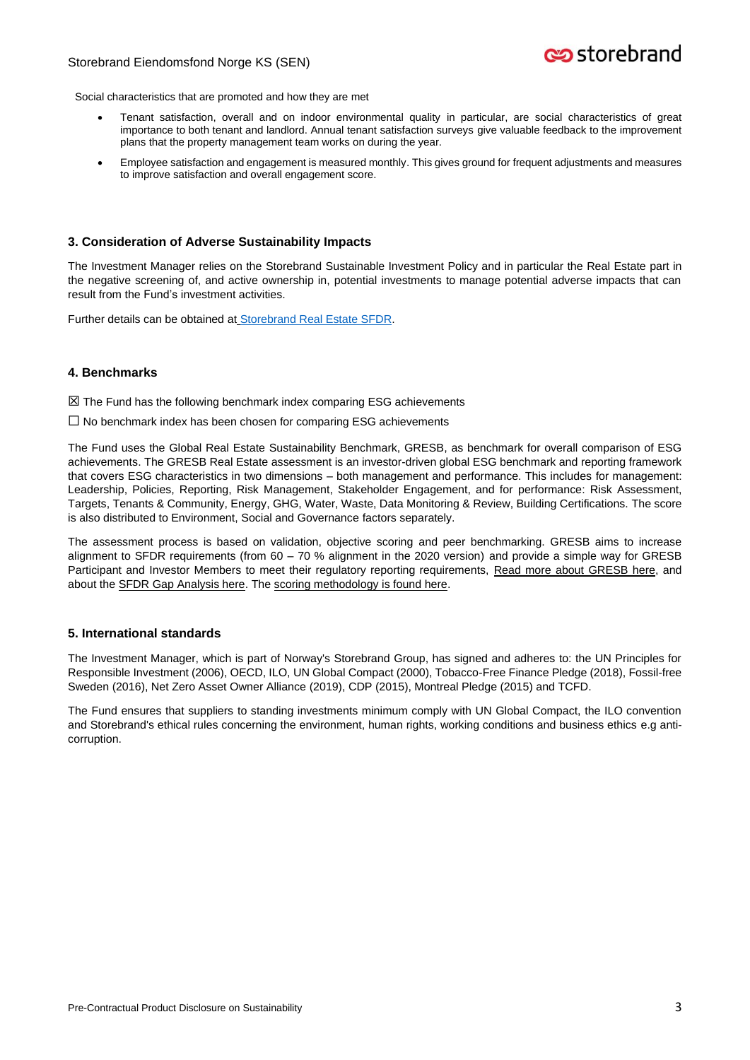Social characteristics that are promoted and how they are met

- Tenant satisfaction, overall and on indoor environmental quality in particular, are social characteristics of great importance to both tenant and landlord. Annual tenant satisfaction surveys give valuable feedback to the improvement plans that the property management team works on during the year.
- Employee satisfaction and engagement is measured monthly. This gives ground for frequent adjustments and measures to improve satisfaction and overall engagement score.

## 3. Consideration of Adverse Sustainability Impacts

The Investment Manager relies on the Storebrand Sustainable Investment Policy and in particular the Real Estate part in the negative screening of, and active ownership in, potential investments to manage potential adverse impacts that can result from the Fund's investment activities.

Further details can be obtained at Storebrand Real Estate SFDR.

## 4. Benchmarks

☒ The Fund has the following benchmark index comparing ESG achievements

☐ No benchmark index has been chosen for comparing ESG achievements

The Fund uses the Global Real Estate Sustainability Benchmark, GRESB, as benchmark for overall comparison of ESG achievements. The GRESB Real Estate assessment is an investor-driven global ESG benchmark and reporting framework that covers ESG characteristics in two dimensions – both management and performance. This includes for management: Leadership, Policies, Reporting, Risk Management, Stakeholder Engagement, and for performance: Risk Assessment, Targets, Tenants & Community, Energy, GHG, Water, Waste, Data Monitoring & Review, Building Certifications. The score is also distributed to Environment, Social and Governance factors separately.

The assessment process is based on validation, objective scoring and peer benchmarking. GRESB aims to increase alignment to SFDR requirements (from 60 – 70 % alignment in the 2020 version) and provide a simple way for GRESB Participant and Investor Members to meet their regulatory reporting requirements, Read more about GRESB here, and about the SFDR Gap Analysis here. The scoring methodology is found here.

## 5. International standards

The Investment Manager, which is part of Norway's Storebrand Group, has signed and adheres to: the UN Principles for Responsible Investment (2006), OECD, ILO, UN Global Compact (2000), Tobacco-Free Finance Pledge (2018), Fossil-free Sweden (2016), Net Zero Asset Owner Alliance (2019), CDP (2015), Montreal Pledge (2015) and TCFD.

The Fund ensures that suppliers to standing investments minimum comply with UN Global Compact, the ILO convention and Storebrand's ethical rules concerning the environment, human rights, working conditions and business ethics e.g anti-corruption.